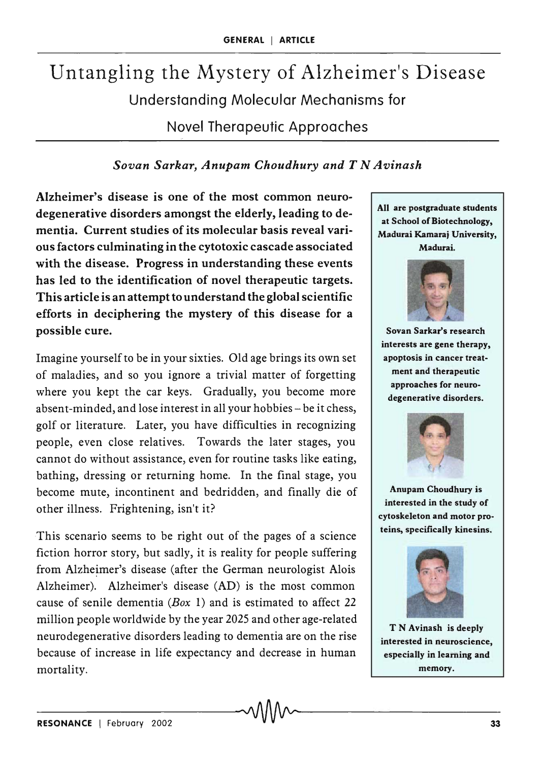# Untangling the Mystery of Alzheimer's Disease

## Understanding Molecular Mechanisms for Novel Therapeutic Approaches

*Sovan Sarkar, Anupam Choudhury and T N Avinash*

**Alzheimer's disease is one of the most common neurodegenerative disorders amongst the elderly, leading to dementia. Current studies of its molecular basis reveal various factors culminating in the cytotoxic cascade associated with the disease. Progress in understanding these events has led to the identification of novel therapeutic targets. This article is an attempt to understand the global scientific efforts in deciphering the mystery of this disease for a possible cure.**

Imagine yourself to be in your sixties. Old age brings its own set of maladies, and so you ignore a trivial matter of forgetting where you kept the car keys. Gradually, you become more absent-minded, and lose interest in all your hobbies – be it chess, golf or literature. Later, you have difficulties in recognizing people, even close relatives. Towards the later stages, you cannot do without assistance, even for routine tasks like eating, bathing, dressing or returning home. In the final stage, you become mute, incontinent and bedridden, and finally die of other illness. Frightening, isn't it?

This scenario seems to be right out of the pages of a science fiction horror story, but sadly, it is reality for people suffering from Alzheimer's disease (after the German neurologist Alois Alzheimer). Alzheimer's disease (AD) is the most common cause of senile dementia (*Box* 1) and is estimated to affect 22 million people worldwide by the year 2025 and other age-related neurodegenerative disorders leading to dementia are on the rise because of increase in life expectancy and decrease in human mortality.

**All are postgraduate students at School of Biotechnology, Madurai Kamaraj University, Madurai.**

**Sovan Sarkar's research interests are gene therapy, apoptosis in cancer treatment and therapeutic approaches for neurodegenerative disorders.**

**Anupam Choudhury is interested in the study of cytoskeleton and motor proteins, specifically kinesins.**

**T N Avinash is deeply interested in neuroscience, especially in learning and memory.**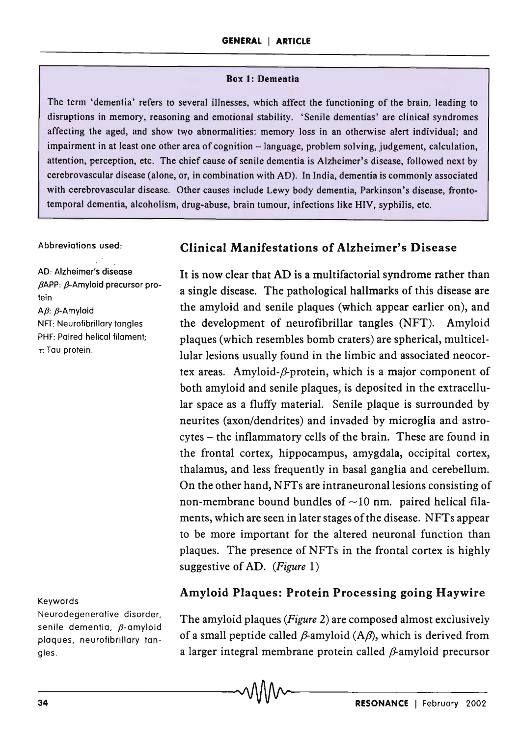### Box 1: Dementia

The term 'dementia' refers to several illnesses, which affect the functioning of the brain, leading to disruptions in memory, reasoning and emotional stability. 'Senile dementias' are clinical syndromes affecting the aged, and show two abnormalities: memory loss in an otherwise alert individual; and impairment in at least one other area of cognition – language, problem solving, judgement, calculation, attention, perception, etc. The chief cause of senile dementia is Alzheimer's disease, followed next by cerebrovascular disease (alone, or, in combination with AD). In India, dementia is commonly associated with cerebrovascular disease. Other causes include Lewy body dementia, Parkinson's disease, fronto-temporal dementia, alcoholism, drug-abuse, brain tumour, infections like HIV, syphilis, etc.

Abbreviations used:

AD: Alzheimer's disease
$\beta$APP: $\beta$-Amyloid precursor protein
A$\beta$: $\beta$-Amyloid
NFT: Neurofibrillary tangles
PHF: Paired helical filament;
$\tau$: Tau protein.

## Clinical Manifestations of Alzheimer's Disease

It is now clear that AD is a multifactorial syndrome rather than a single disease. The pathological hallmarks of this disease are the amyloid and senile plaques (which appear earlier on), and the development of neurofibrillar tangles (NFT). Amyloid plaques (which resembles bomb craters) are spherical, multicellular lesions usually found in the limbic and associated neocortex areas. Amyloid-$\beta$-protein, which is a major component of both amyloid and senile plaques, is deposited in the extracellular space as a fluffy material. Senile plaque is surrounded by neurites (axon/dendrites) and invaded by microglia and astrocytes – the inflammatory cells of the brain. These are found in the frontal cortex, hippocampus, amygdala, occipital cortex, thalamus, and less frequently in basal ganglia and cerebellum. On the other hand, NFTs are intraneuronal lesions consisting of non-membrane bound bundles of ~10 nm. paired helical filaments, which are seen in later stages of the disease. NFTs appear to be more important for the altered neuronal function than plaques. The presence of NFTs in the frontal cortex is highly suggestive of AD. (*Figure* 1)

Keywords

Neurodegenerative disorder, senile dementia, $\beta$-amyloid plaques, neurofibrillary tangles.

## Amyloid Plaques: Protein Processing going Haywire

The amyloid plaques (*Figure* 2) are composed almost exclusively of a small peptide called $\beta$-amyloid (A$\beta$), which is derived from a larger integral membrane protein called $\beta$-amyloid precursor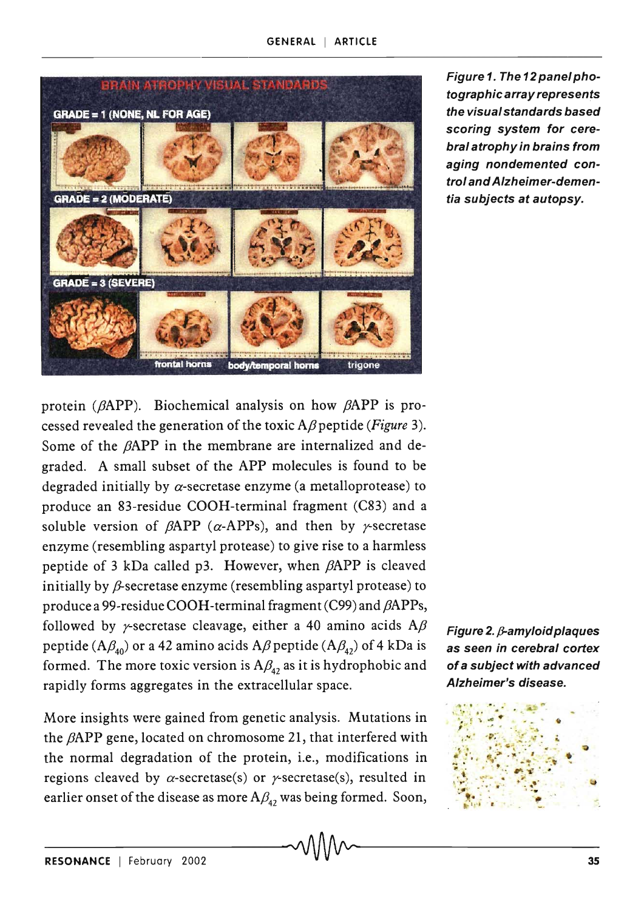Figure 1. The 12 panel photographic array represents the visual standards based scoring system for cerebral atrophy in brains from aging nondemented control and Alzheimer-dementia subjects at autopsy.

protein ($\beta$APP). Biochemical analysis on how $\beta$APP is processed revealed the generation of the toxic A$\beta$ peptide (*Figure* 3). Some of the $\beta$APP in the membrane are internalized and degraded. A small subset of the APP molecules is found to be degraded initially by $\alpha$-secretase enzyme (a metalloprotease) to produce an 83-residue COOH-terminal fragment (C83) and a soluble version of $\beta$APP ($\alpha$-APPs), and then by $\gamma$-secretase enzyme (resembling aspartyl protease) to give rise to a harmless peptide of 3 kDa called p3. However, when $\beta$APP is cleaved initially by $\beta$-secretase enzyme (resembling aspartyl protease) to produce a 99-residue COOH-terminal fragment (C99) and $\beta$APPs, followed by $\gamma$-secretase cleavage, either a 40 amino acids A$\beta$ peptide (A$\beta_{40}$) or a 42 amino acids A$\beta$ peptide (A$\beta_{42}$) of 4 kDa is formed. The more toxic version is A$\beta_{42}$ as it is hydrophobic and rapidly forms aggregates in the extracellular space.

Figure 2. $\beta$-amyloid plaques as seen in cerebral cortex of a subject with advanced Alzheimer's disease.

More insights were gained from genetic analysis. Mutations in the $\beta$APP gene, located on chromosome 21, that interfered with the normal degradation of the protein, i.e., modifications in regions cleaved by $\alpha$-secretase(s) or $\gamma$-secretase(s), resulted in earlier onset of the disease as more A$\beta_{42}$ was being formed. Soon,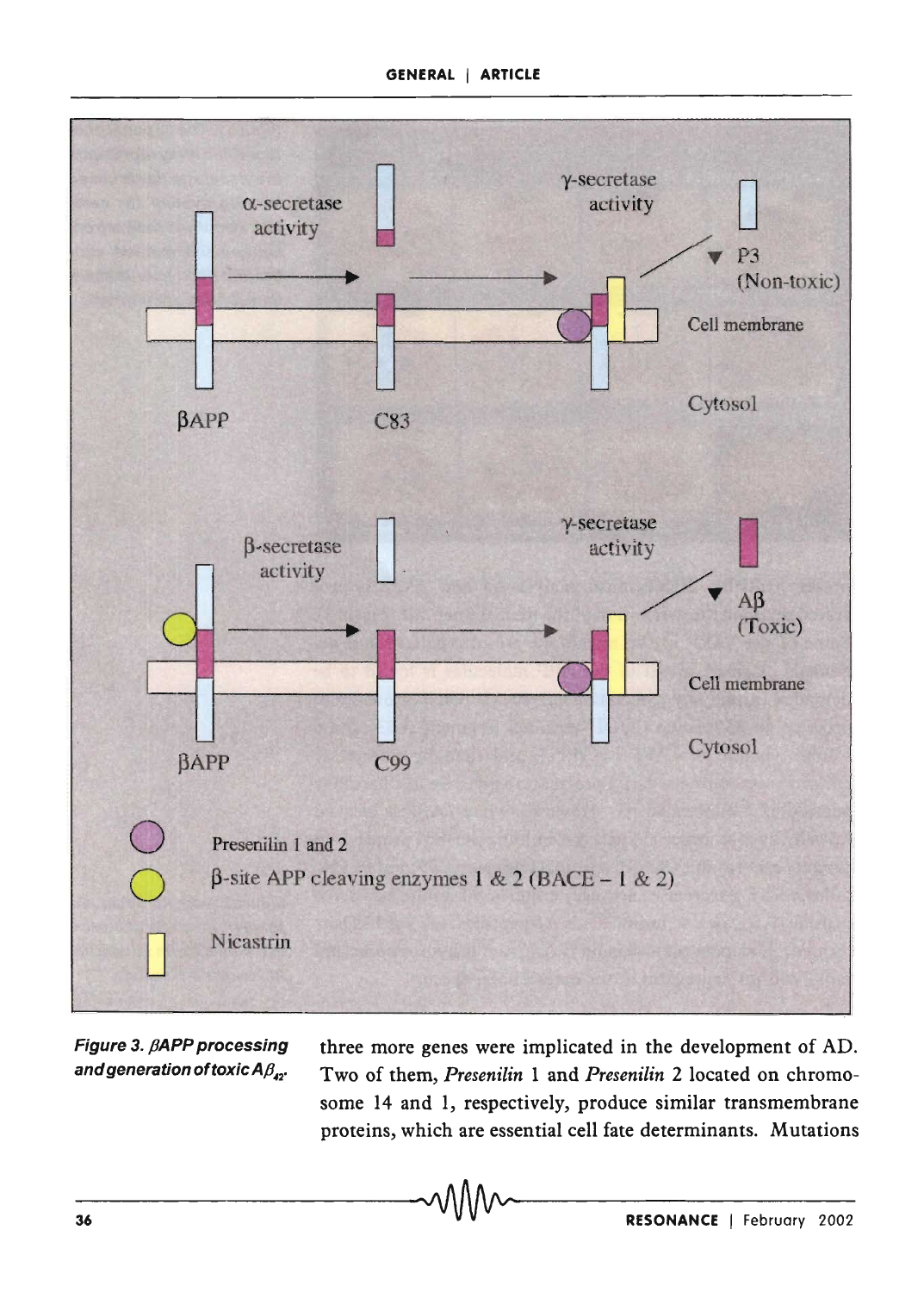γ-secretase activity

α-secretase activity

P3 (Non-toxic)

Cell membrane

Cytosol

βAPP

C83

γ-secretase activity

β-secretase activity

Aβ (Toxic)

Cell membrane

Cytosol

βAPP

C99

Presenilin 1 and 2

β-site APP cleaving enzymes 1 & 2 (BACE – 1 & 2)

Nicastrin

***Figure 3. βAPP processing and generation of toxic $A\beta_{42}$.***

three more genes were implicated in the development of AD. Two of them, *Presenilin* 1 and *Presenilin* 2 located on chromosome 14 and 1, respectively, produce similar transmembrane proteins, which are essential cell fate determinants. Mutations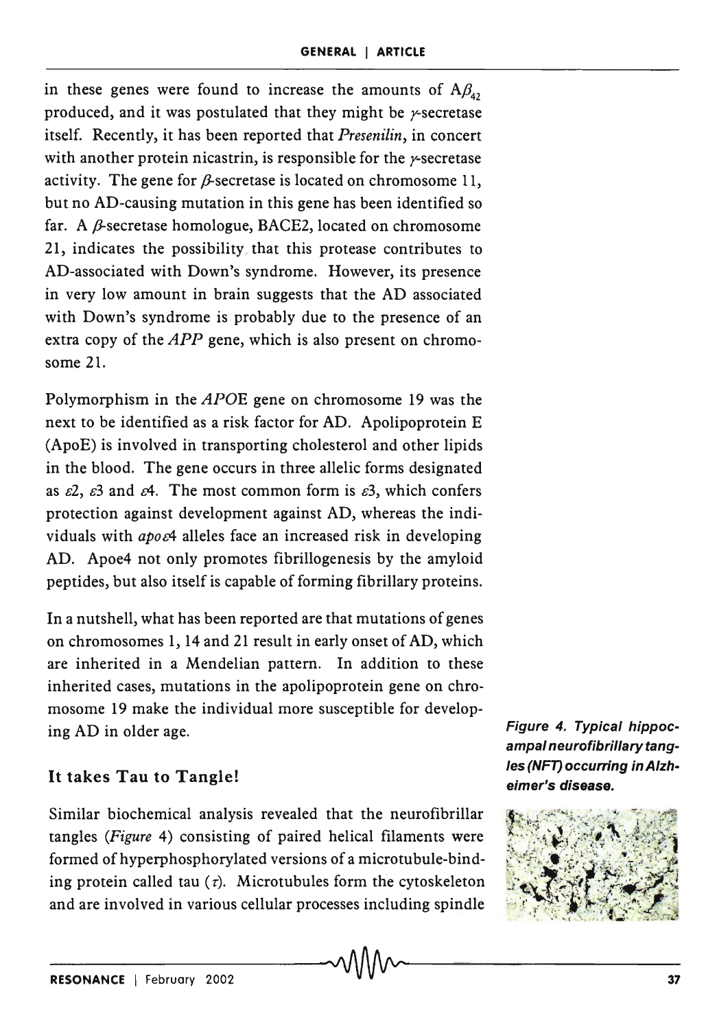in these genes were found to increase the amounts of $A\beta_{42}$ produced, and it was postulated that they might be $\gamma$-secretase itself. Recently, it has been reported that *Presenilin*, in concert with another protein nicastrin, is responsible for the $\gamma$-secretase activity. The gene for $\beta$-secretase is located on chromosome 11, but no AD-causing mutation in this gene has been identified so far. A $\beta$-secretase homologue, BACE2, located on chromosome 21, indicates the possibility that this protease contributes to AD-associated with Down's syndrome. However, its presence in very low amount in brain suggests that the AD associated with Down's syndrome is probably due to the presence of an extra copy of the *APP* gene, which is also present on chromosome 21.

Polymorphism in the *APO*E gene on chromosome 19 was the next to be identified as a risk factor for AD. Apolipoprotein E (ApoE) is involved in transporting cholesterol and other lipids in the blood. The gene occurs in three allelic forms designated as $\varepsilon 2$, $\varepsilon 3$ and $\varepsilon 4$. The most common form is $\varepsilon 3$, which confers protection against development against AD, whereas the individuals with *apo*$\varepsilon$*4* alleles face an increased risk in developing AD. Apoe4 not only promotes fibrillogenesis by the amyloid peptides, but also itself is capable of forming fibrillary proteins.

In a nutshell, what has been reported are that mutations of genes on chromosomes 1, 14 and 21 result in early onset of AD, which are inherited in a Mendelian pattern. In addition to these inherited cases, mutations in the apolipoprotein gene on chromosome 19 make the individual more susceptible for developing AD in older age.

## It takes Tau to Tangle!

Similar biochemical analysis revealed that the neurofibrillar tangles (*Figure* 4) consisting of paired helical filaments were formed of hyperphosphorylated versions of a microtubule-binding protein called tau ($\tau$). Microtubules form the cytoskeleton and are involved in various cellular processes including spindle

**Figure 4. Typical hippocampal neurofibrillary tangles (NFT) occurring in Alzheimer's disease.**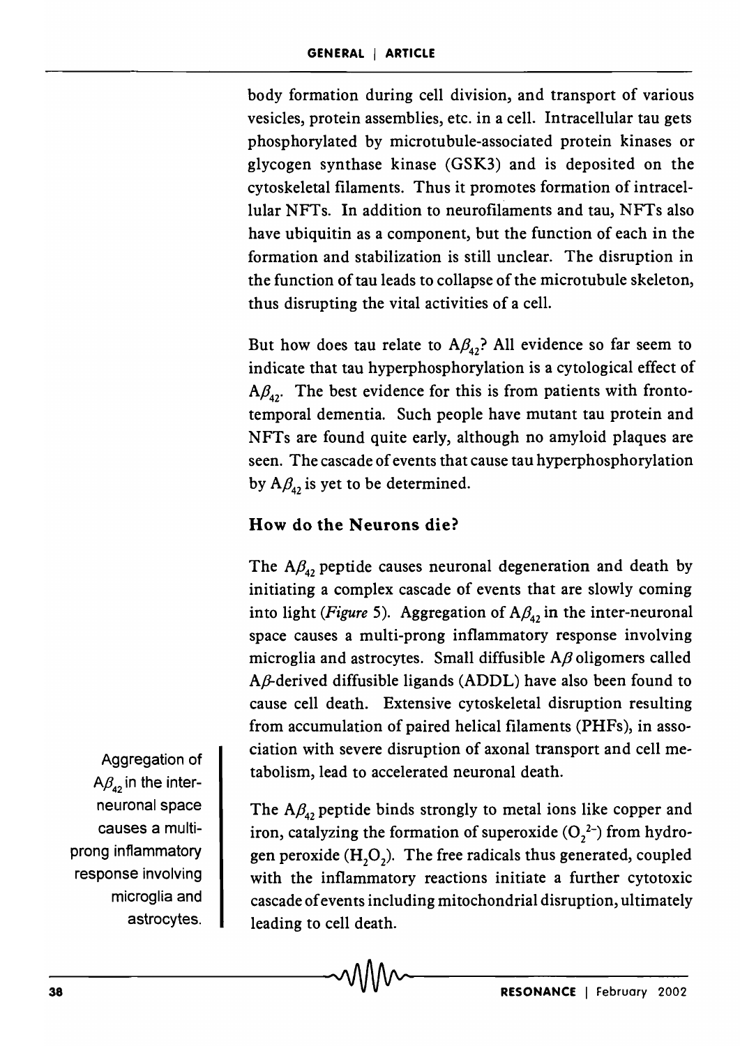body formation during cell division, and transport of various vesicles, protein assemblies, etc. in a cell. Intracellular tau gets phosphorylated by microtubule-associated protein kinases or glycogen synthase kinase (GSK3) and is deposited on the cytoskeletal filaments. Thus it promotes formation of intracellular NFTs. In addition to neurofilaments and tau, NFTs also have ubiquitin as a component, but the function of each in the formation and stabilization is still unclear. The disruption in the function of tau leads to collapse of the microtubule skeleton, thus disrupting the vital activities of a cell.

But how does tau relate to $A\beta_{42}$? All evidence so far seem to indicate that tau hyperphosphorylation is a cytological effect of $A\beta_{42}$. The best evidence for this is from patients with frontotemporal dementia. Such people have mutant tau protein and NFTs are found quite early, although no amyloid plaques are seen. The cascade of events that cause tau hyperphosphorylation by $A\beta_{42}$ is yet to be determined.

## How do the Neurons die?

The $A\beta_{42}$ peptide causes neuronal degeneration and death by initiating a complex cascade of events that are slowly coming into light (*Figure* 5). Aggregation of $A\beta_{42}$ in the inter-neuronal space causes a multi-prong inflammatory response involving microglia and astrocytes. Small diffusible $A\beta$ oligomers called $A\beta$-derived diffusible ligands (ADDL) have also been found to cause cell death. Extensive cytoskeletal disruption resulting from accumulation of paired helical filaments (PHFs), in association with severe disruption of axonal transport and cell metabolism, lead to accelerated neuronal death.

Aggregation of $A\beta_{42}$ in the inter-neuronal space causes a multi-prong inflammatory response involving microglia and astrocytes.

The $A\beta_{42}$ peptide binds strongly to metal ions like copper and iron, catalyzing the formation of superoxide ($O_2^{2-}$) from hydrogen peroxide ($H_2O_2$). The free radicals thus generated, coupled with the inflammatory reactions initiate a further cytotoxic cascade of events including mitochondrial disruption, ultimately leading to cell death.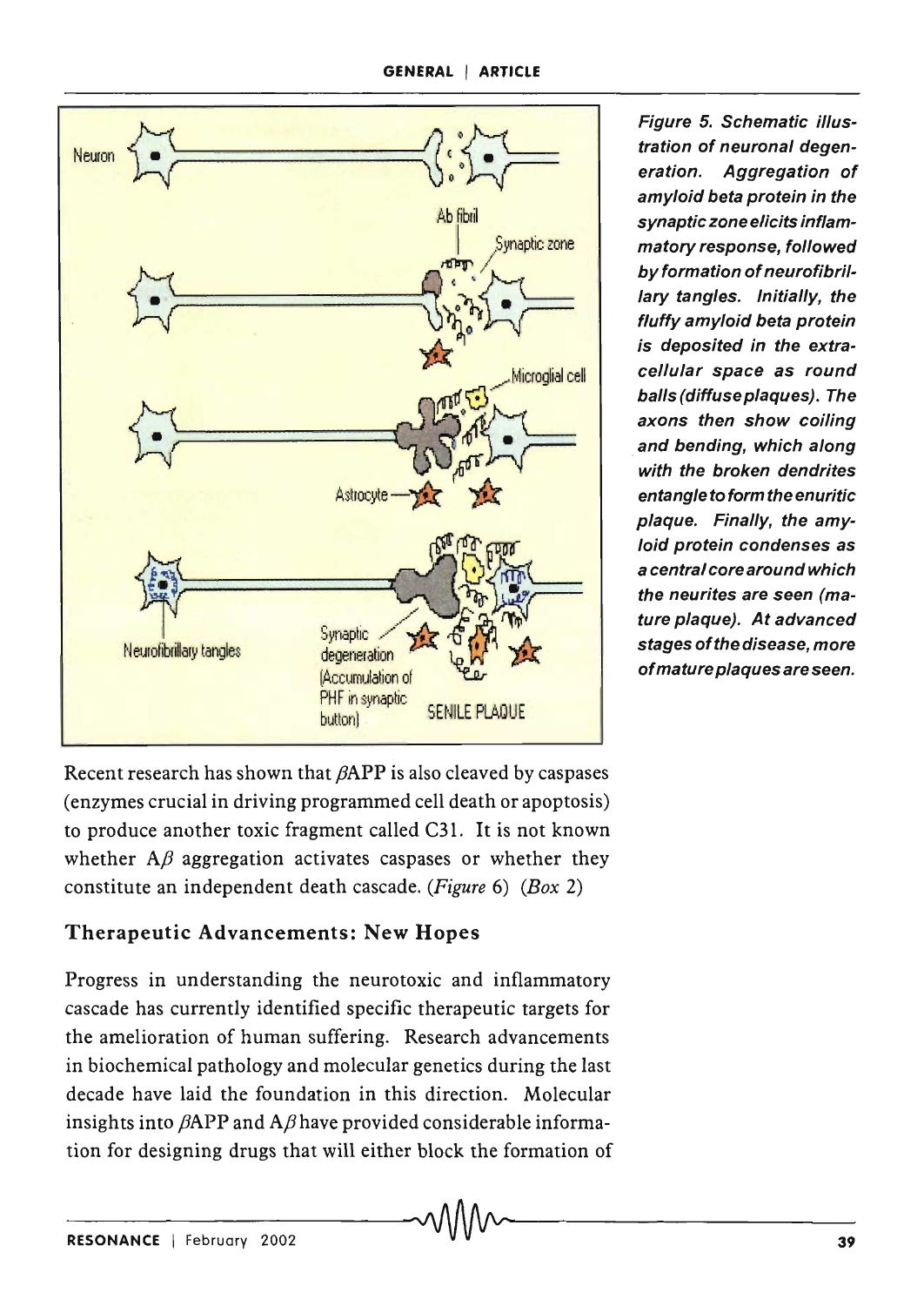Neuron

Ab fibril

Synaptic zone

Microglial cell

Astrocyte

Neurofibrillary tangles

Synaptic degeneration (Accumulation of PHF in synaptic button)

SENILE PLAQUE

*Figure 5. Schematic illustration of neuronal degeneration. Aggregation of amyloid beta protein in the synaptic zone elicits inflammatory response, followed by formation of neurofibrillary tangles. Initially, the fluffy amyloid beta protein is deposited in the extracellular space as round balls (diffuse plaques). The axons then show coiling and bending, which along with the broken dendrites entangle to form the enuritic plaque. Finally, the amyloid protein condenses as a central core around which the neurites are seen (mature plaque). At advanced stages of the disease, more of mature plaques are seen.*

Recent research has shown that $\beta$APP is also cleaved by caspases (enzymes crucial in driving programmed cell death or apoptosis) to produce another toxic fragment called C31. It is not known whether A$\beta$ aggregation activates caspases or whether they constitute an independent death cascade. (*Figure* 6) (*Box* 2)

## Therapeutic Advancements: New Hopes

Progress in understanding the neurotoxic and inflammatory cascade has currently identified specific therapeutic targets for the amelioration of human suffering. Research advancements in biochemical pathology and molecular genetics during the last decade have laid the foundation in this direction. Molecular insights into $\beta$APP and A$\beta$ have provided considerable information for designing drugs that will either block the formation of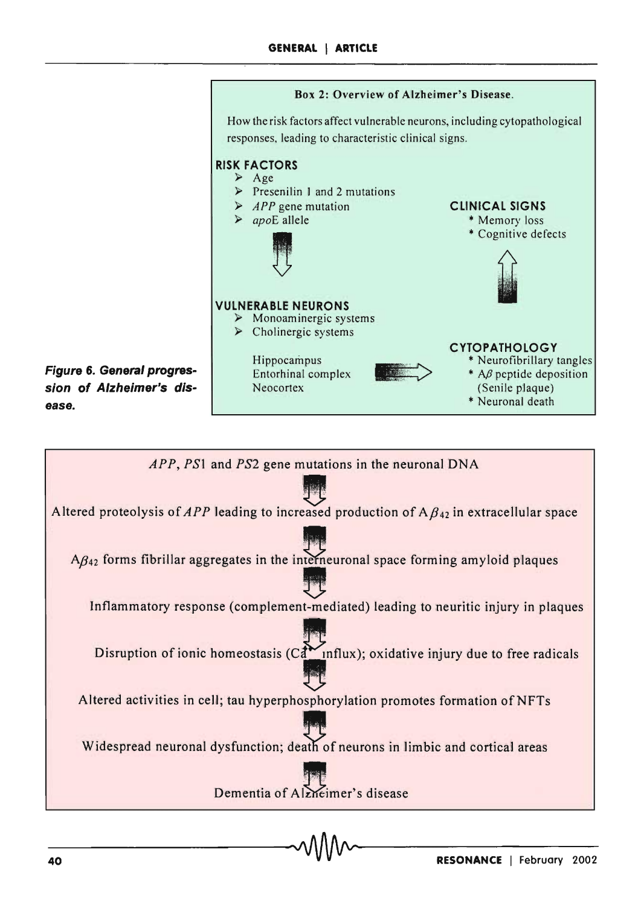**Box 2: Overview of Alzheimer's Disease.**

How the risk factors affect vulnerable neurons, including cytopathological responses, leading to characteristic clinical signs.

**RISK FACTORS**

- Age
- Presenilin 1 and 2 mutations
- *APP* gene mutation
- *apo*E allele

↓

**VULNERABLE NEURONS**

- Monoaminergic systems
- Cholinergic systems

Hippocampus
Entorhinal complex
Neocortex

→

**CYTOPATHOLOGY**

* Neurofibrillary tangles
* $A\beta$ peptide deposition (Senile plaque)
* Neuronal death

↑

**CLINICAL SIGNS**

* Memory loss
* Cognitive defects

*Figure 6. General progression of Alzheimer's disease.*

*APP*, *PS*1 and *PS*2 gene mutations in the neuronal DNA

↓

Altered proteolysis of *APP* leading to increased production of $A\beta_{42}$ in extracellular space

↓

$A\beta_{42}$ forms fibrillar aggregates in the interneuronal space forming amyloid plaques

↓

Inflammatory response (complement-mediated) leading to neuritic injury in plaques

↓

Disruption of ionic homeostasis ($Ca^{++}$ influx); oxidative injury due to free radicals

↓

Altered activities in cell; tau hyperphosphorylation promotes formation of NFTs

↓

Widespread neuronal dysfunction; death of neurons in limbic and cortical areas

↓

Dementia of Alzheimer's disease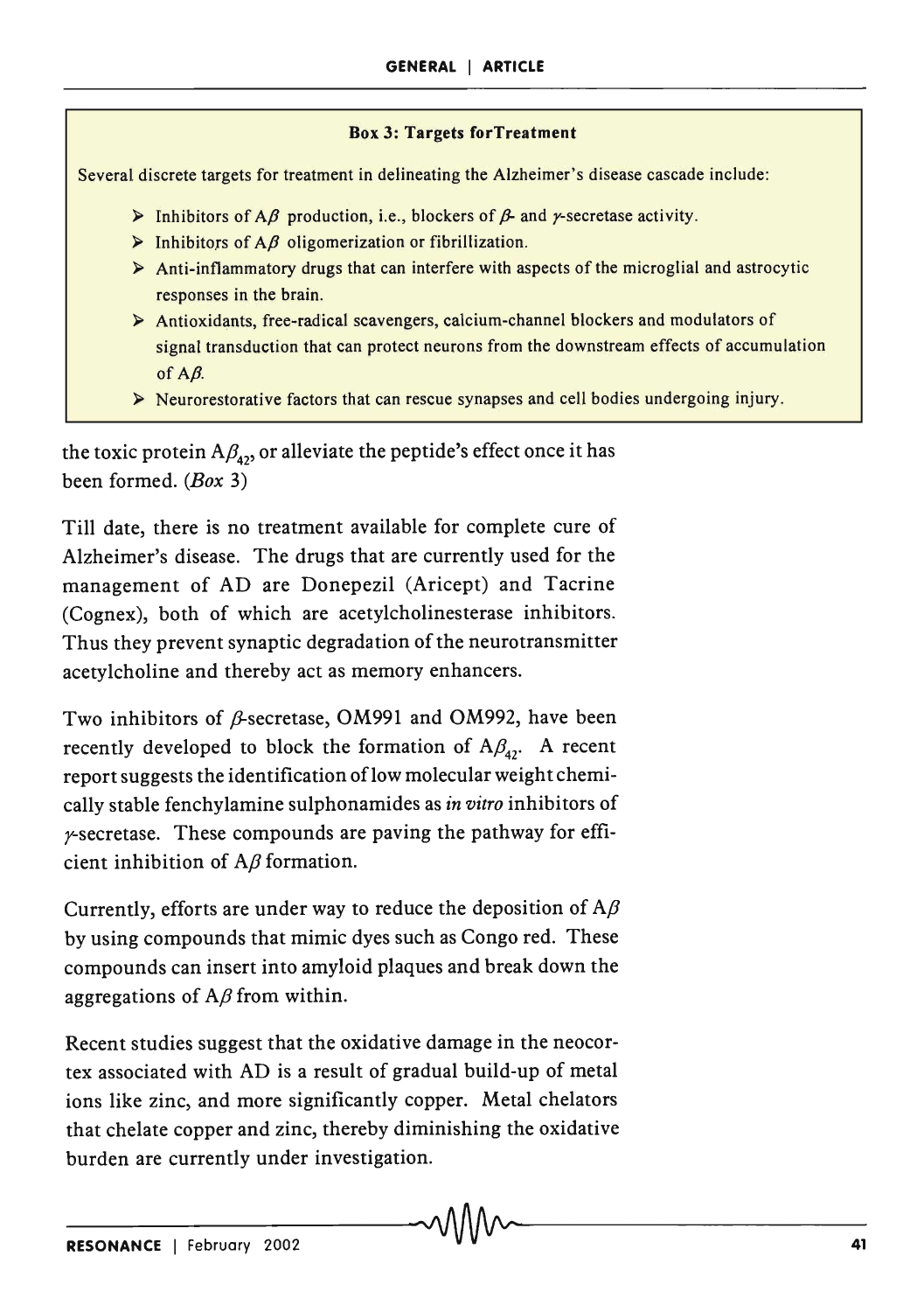**Box 3: Targets forTreatment**

Several discrete targets for treatment in delineating the Alzheimer's disease cascade include:

- Inhibitors of $A\beta$ production, i.e., blockers of $\beta$- and $\gamma$-secretase activity.
- Inhibitors of $A\beta$ oligomerization or fibrillization.
- Anti-inflammatory drugs that can interfere with aspects of the microglial and astrocytic responses in the brain.
- Antioxidants, free-radical scavengers, calcium-channel blockers and modulators of signal transduction that can protect neurons from the downstream effects of accumulation of $A\beta$.
- Neurorestorative factors that can rescue synapses and cell bodies undergoing injury.

the toxic protein $A\beta_{42}$, or alleviate the peptide's effect once it has been formed. (*Box* 3)

Till date, there is no treatment available for complete cure of Alzheimer's disease. The drugs that are currently used for the management of AD are Donepezil (Aricept) and Tacrine (Cognex), both of which are acetylcholinesterase inhibitors. Thus they prevent synaptic degradation of the neurotransmitter acetylcholine and thereby act as memory enhancers.

Two inhibitors of $\beta$-secretase, OM991 and OM992, have been recently developed to block the formation of $A\beta_{42}$. A recent report suggests the identification of low molecular weight chemically stable fenchylamine sulphonamides as *in vitro* inhibitors of $\gamma$-secretase. These compounds are paving the pathway for efficient inhibition of $A\beta$ formation.

Currently, efforts are under way to reduce the deposition of $A\beta$ by using compounds that mimic dyes such as Congo red. These compounds can insert into amyloid plaques and break down the aggregations of $A\beta$ from within.

Recent studies suggest that the oxidative damage in the neocortex associated with AD is a result of gradual build-up of metal ions like zinc, and more significantly copper. Metal chelators that chelate copper and zinc, thereby diminishing the oxidative burden are currently under investigation.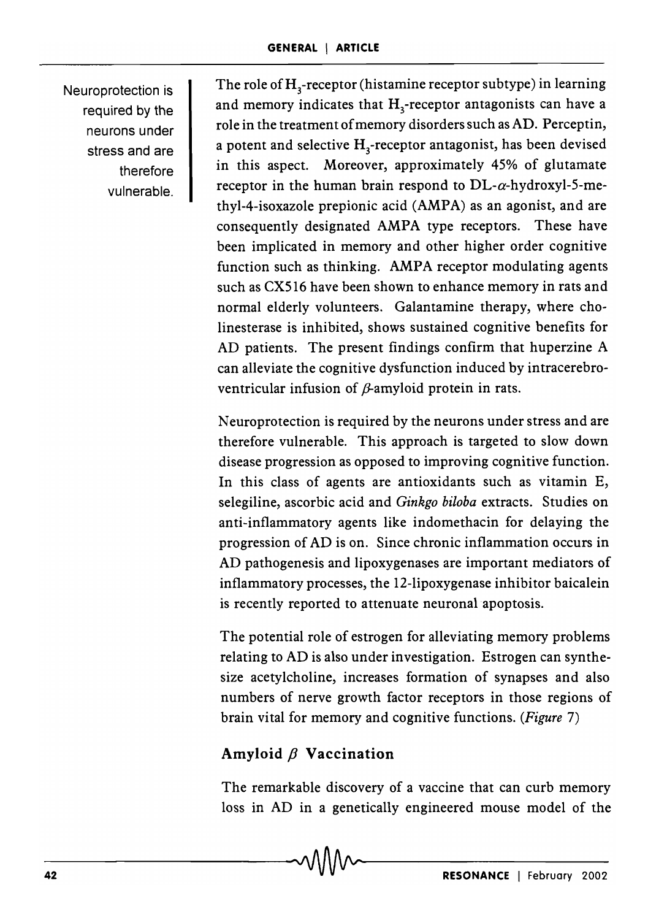The role of $H_3$-receptor (histamine receptor subtype) in learning and memory indicates that $H_3$-receptor antagonists can have a role in the treatment of memory disorders such as AD. Perceptin, a potent and selective $H_3$-receptor antagonist, has been devised in this aspect. Moreover, approximately 45% of glutamate receptor in the human brain respond to DL-$\alpha$-hydroxyl-5-methyl-4-isoxazole prepionic acid (AMPA) as an agonist, and are consequently designated AMPA type receptors. These have been implicated in memory and other higher order cognitive function such as thinking. AMPA receptor modulating agents such as CX516 have been shown to enhance memory in rats and normal elderly volunteers. Galantamine therapy, where cholinesterase is inhibited, shows sustained cognitive benefits for AD patients. The present findings confirm that huperzine A can alleviate the cognitive dysfunction induced by intracerebroventricular infusion of $\beta$-amyloid protein in rats.

Neuroprotection is required by the neurons under stress and are therefore vulnerable. This approach is targeted to slow down disease progression as opposed to improving cognitive function. In this class of agents are antioxidants such as vitamin E, selegiline, ascorbic acid and *Ginkgo biloba* extracts. Studies on anti-inflammatory agents like indomethacin for delaying the progression of AD is on. Since chronic inflammation occurs in AD pathogenesis and lipoxygenases are important mediators of inflammatory processes, the 12-lipoxygenase inhibitor baicalein is recently reported to attenuate neuronal apoptosis.

Neuroprotection is required by the neurons under stress and are therefore vulnerable.

The potential role of estrogen for alleviating memory problems relating to AD is also under investigation. Estrogen can synthesize acetylcholine, increases formation of synapses and also numbers of nerve growth factor receptors in those regions of brain vital for memory and cognitive functions. (*Figure* 7)

### Amyloid $\beta$ Vaccination

The remarkable discovery of a vaccine that can curb memory loss in AD in a genetically engineered mouse model of the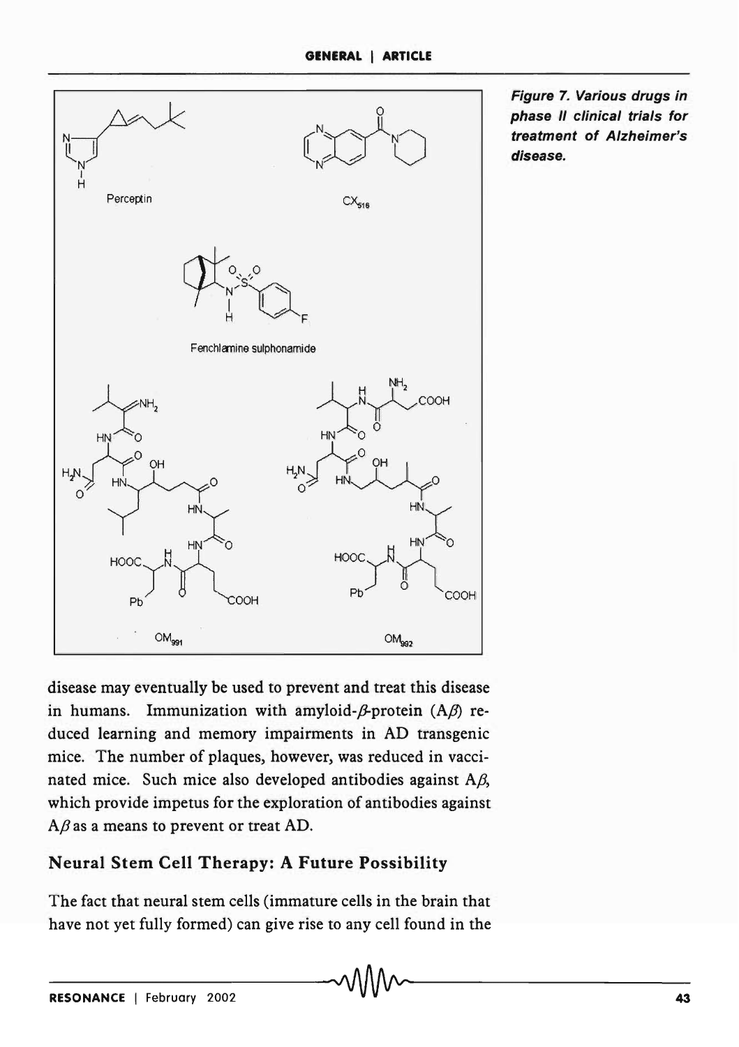Perceptin

$CX_{516}$

Fenchlamine sulphonamide

$OM_{991}$

$OM_{992}$

*Figure 7. Various drugs in phase II clinical trials for treatment of Alzheimer's disease.*

disease may eventually be used to prevent and treat this disease in humans. Immunization with amyloid-$\beta$-protein (A$\beta$) reduced learning and memory impairments in AD transgenic mice. The number of plaques, however, was reduced in vaccinated mice. Such mice also developed antibodies against A$\beta$, which provide impetus for the exploration of antibodies against A$\beta$ as a means to prevent or treat AD.

## Neural Stem Cell Therapy: A Future Possibility

The fact that neural stem cells (immature cells in the brain that have not yet fully formed) can give rise to any cell found in the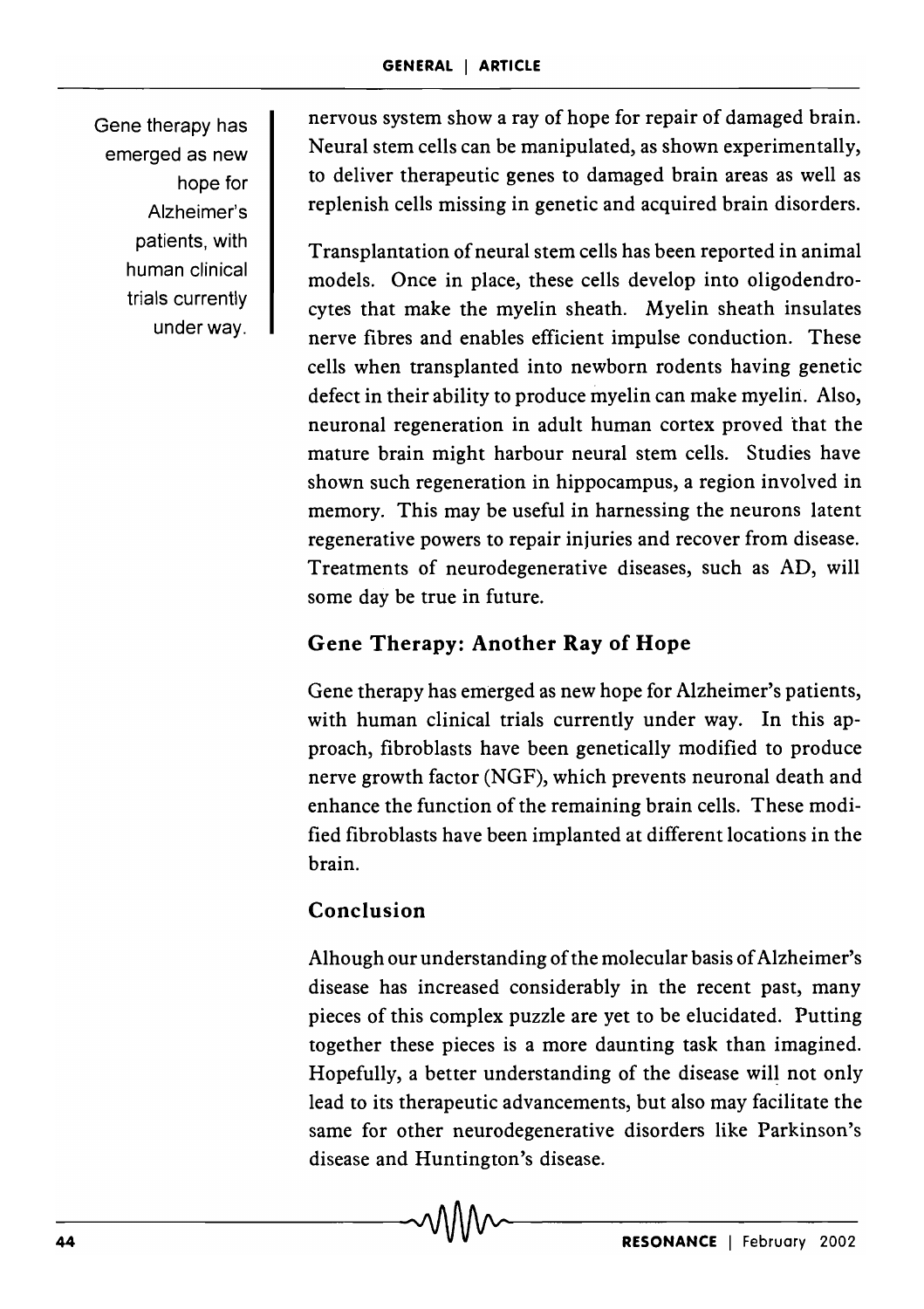Gene therapy has emerged as new hope for Alzheimer's patients, with human clinical trials currently under way.

nervous system show a ray of hope for repair of damaged brain. Neural stem cells can be manipulated, as shown experimentally, to deliver therapeutic genes to damaged brain areas as well as replenish cells missing in genetic and acquired brain disorders.

Transplantation of neural stem cells has been reported in animal models. Once in place, these cells develop into oligodendrocytes that make the myelin sheath. Myelin sheath insulates nerve fibres and enables efficient impulse conduction. These cells when transplanted into newborn rodents having genetic defect in their ability to produce myelin can make myelin. Also, neuronal regeneration in adult human cortex proved that the mature brain might harbour neural stem cells. Studies have shown such regeneration in hippocampus, a region involved in memory. This may be useful in harnessing the neurons latent regenerative powers to repair injuries and recover from disease. Treatments of neurodegenerative diseases, such as AD, will some day be true in future.

## Gene Therapy: Another Ray of Hope

Gene therapy has emerged as new hope for Alzheimer's patients, with human clinical trials currently under way. In this approach, fibroblasts have been genetically modified to produce nerve growth factor (NGF), which prevents neuronal death and enhance the function of the remaining brain cells. These modified fibroblasts have been implanted at different locations in the brain.

## Conclusion

Alhough our understanding of the molecular basis of Alzheimer's disease has increased considerably in the recent past, many pieces of this complex puzzle are yet to be elucidated. Putting together these pieces is a more daunting task than imagined. Hopefully, a better understanding of the disease will not only lead to its therapeutic advancements, but also may facilitate the same for other neurodegenerative disorders like Parkinson's disease and Huntington's disease.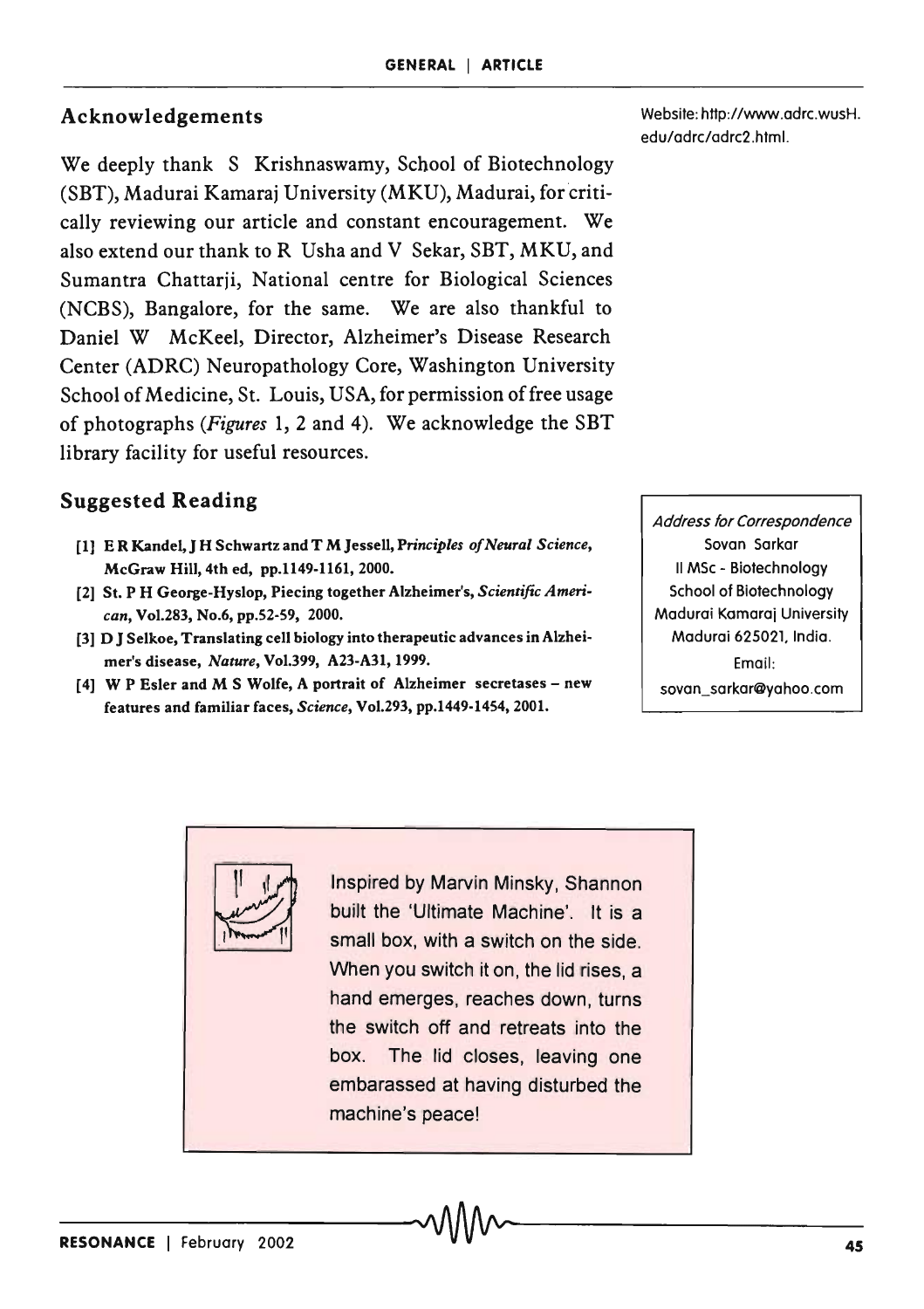## Acknowledgements

We deeply thank S Krishnaswamy, School of Biotechnology (SBT), Madurai Kamaraj University (MKU), Madurai, for critically reviewing our article and constant encouragement. We also extend our thank to R Usha and V Sekar, SBT, MKU, and Sumantra Chattarji, National centre for Biological Sciences (NCBS), Bangalore, for the same. We are also thankful to Daniel W McKeel, Director, Alzheimer's Disease Research Center (ADRC) Neuropathology Core, Washington University School of Medicine, St. Louis, USA, for permission of free usage of photographs (*Figures* 1, 2 and 4). We acknowledge the SBT library facility for useful resources.

Website: http://www.adrc.wusH.edu/adrc/adrc2.html.

## Suggested Reading

[1] E R Kandel, J H Schwartz and T M Jessell, *Principles of Neural Science*, McGraw Hill, 4th ed, pp.1149-1161, 2000.

[2] St. P H George-Hyslop, Piecing together Alzheimer's, *Scientific American*, Vol.283, No.6, pp.52-59, 2000.

[3] D J Selkoe, Translating cell biology into therapeutic advances in Alzheimer's disease, *Nature*, Vol.399, A23-A31, 1999.

[4] W P Esler and M S Wolfe, A portrait of Alzheimer secretases – new features and familiar faces, *Science*, Vol.293, pp.1449-1454, 2001.

*Address for Correspondence*
Sovan Sarkar
II MSc - Biotechnology
School of Biotechnology
Madurai Kamaraj University
Madurai 625021, India.
Email:
sovan_sarkar@yahoo.com

Inspired by Marvin Minsky, Shannon built the 'Ultimate Machine'. It is a small box, with a switch on the side. When you switch it on, the lid rises, a hand emerges, reaches down, turns the switch off and retreats into the box. The lid closes, leaving one embarassed at having disturbed the machine's peace!